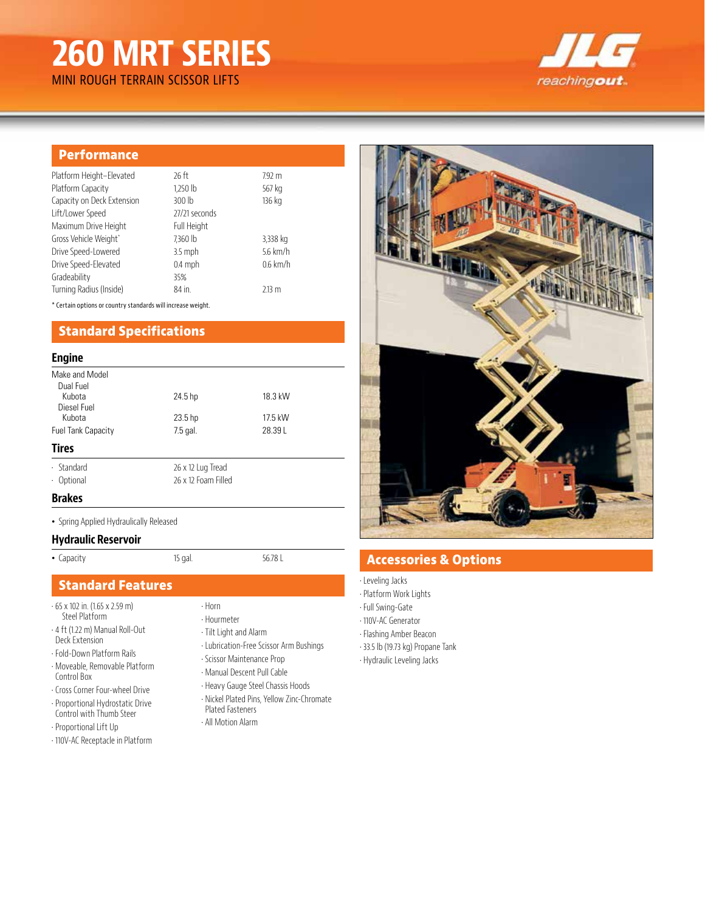# 260 MRT SERIES

MINI ROUGH TERRAIN SCISSOR LIFTS

JLG reachingout.

## Performance

| | | |
|---|---|---|
| Platform Height–Elevated | 26 ft | 7.92 m |
| Platform Capacity | 1,250 lb | 567 kg |
| Capacity on Deck Extension | 300 lb | 136 kg |
| Lift/Lower Speed | 27/21 seconds | |
| Maximum Drive Height | Full Height | |
| Gross Vehicle Weight* | 7,360 lb | 3,338 kg |
| Drive Speed-Lowered | 3.5 mph | 5.6 km/h |
| Drive Speed-Elevated | 0.4 mph | 0.6 km/h |
| Gradeability | 35% | |
| Turning Radius (Inside) | 84 in. | 2.13 m |

* Certain options or country standards will increase weight.

## Standard Specifications

### Engine

| | | |
|---|---|---|
| Make and Model | | |
| Dual Fuel | | |
| Kubota | 24.5 hp | 18.3 kW |
| Diesel Fuel | | |
| Kubota | 23.5 hp | 17.5 kW |
| Fuel Tank Capacity | 7.5 gal. | 28.39 L |

### Tires

| | |
|---|---|
| · Standard | 26 x 12 Lug Tread |
| · Optional | 26 x 12 Foam Filled |

### Brakes

- Spring Applied Hydraulically Released

### Hydraulic Reservoir

| | | |
|---|---|---|
| • Capacity | 15 gal. | 56.78 L |

## Standard Features

- 65 x 102 in. (1.65 x 2.59 m) Steel Platform
- 4 ft (1.22 m) Manual Roll-Out Deck Extension
- Fold-Down Platform Rails
- Moveable, Removable Platform Control Box
- Cross Corner Four-wheel Drive
- Proportional Hydrostatic Drive Control with Thumb Steer
- Proportional Lift Up
- 110V-AC Receptacle in Platform
- Horn
- Hourmeter
- Tilt Light and Alarm
- Lubrication-Free Scissor Arm Bushings
- Scissor Maintenance Prop
- Manual Descent Pull Cable
- Heavy Gauge Steel Chassis Hoods
- Nickel Plated Pins, Yellow Zinc-Chromate Plated Fasteners
- All Motion Alarm

## Accessories & Options

- Leveling Jacks
- Platform Work Lights
- Full Swing-Gate
- 110V-AC Generator
- Flashing Amber Beacon
- 33.5 lb (19.73 kg) Propane Tank
- Hydraulic Leveling Jacks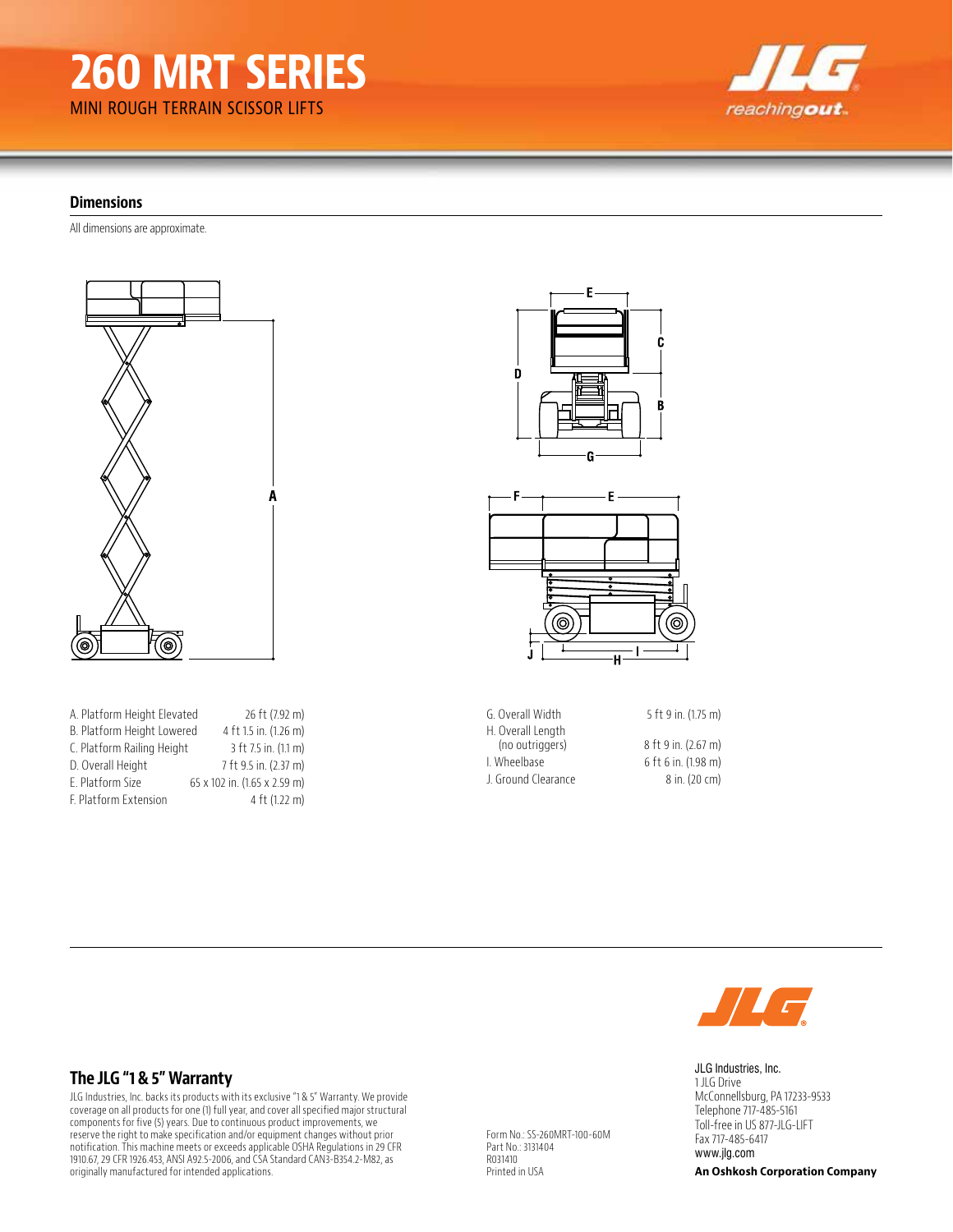# 260 MRT SERIES

MINI ROUGH TERRAIN SCISSOR LIFTS

## Dimensions

All dimensions are approximate.

A

E

C

D

B

G

F

E

J

I

H

| | |
|---|---|
| A. Platform Height Elevated | 26 ft (7.92 m) |
| B. Platform Height Lowered | 4 ft 1.5 in. (1.26 m) |
| C. Platform Railing Height | 3 ft 7.5 in. (1.1 m) |
| D. Overall Height | 7 ft 9.5 in. (2.37 m) |
| E. Platform Size | 65 x 102 in. (1.65 x 2.59 m) |
| F. Platform Extension | 4 ft (1.22 m) |
| G. Overall Width | 5 ft 9 in. (1.75 m) |
| H. Overall Length (no outriggers) | 8 ft 9 in. (2.67 m) |
| I. Wheelbase | 6 ft 6 in. (1.98 m) |
| J. Ground Clearance | 8 in. (20 cm) |

## The JLG "1 & 5" Warranty

JLG Industries, Inc. backs its products with its exclusive "1 & 5" Warranty. We provide coverage on all products for one (1) full year, and cover all specified major structural components for five (5) years. Due to continuous product improvements, we reserve the right to make specification and/or equipment changes without prior notification. This machine meets or exceeds applicable OSHA Regulations in 29 CFR 1910.67, 29 CFR 1926.453, ANSI A92.5-2006, and CSA Standard CAN3-B354.2-M82, as originally manufactured for intended applications.

Form No.: SS-260MRT-100-60M
Part No.: 3131404
R031410
Printed in USA

JLG Industries, Inc.
1 JLG Drive
McConnellsburg, PA 17233-9533
Telephone 717-485-5161
Toll-free in US 877-JLG-LIFT
Fax 717-485-6417
www.jlg.com

**An Oshkosh Corporation Company**